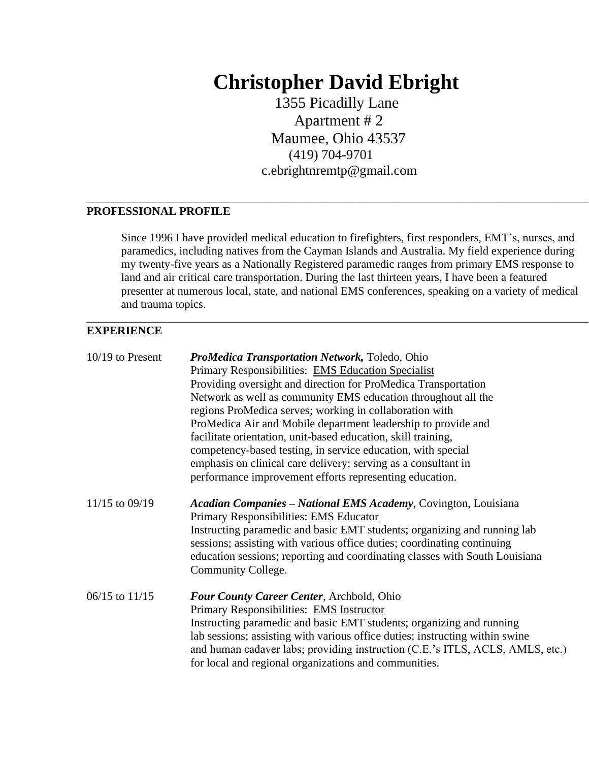# Christopher David Ebright

1355 Picadilly Lane
Apartment # 2
Maumee, Ohio 43537
(419) 704-9701
c.ebrightnremtp@gmail.com

---

## PROFESSIONAL PROFILE

Since 1996 I have provided medical education to firefighters, first responders, EMT's, nurses, and paramedics, including natives from the Cayman Islands and Australia. My field experience during my twenty-five years as a Nationally Registered paramedic ranges from primary EMS response to land and air critical care transportation. During the last thirteen years, I have been a featured presenter at numerous local, state, and national EMS conferences, speaking on a variety of medical and trauma topics.

---

## EXPERIENCE

**10/19 to Present** — ***ProMedica Transportation Network,*** Toledo, Ohio
Primary Responsibilities: <u>EMS Education Specialist</u>
Providing oversight and direction for ProMedica Transportation Network as well as community EMS education throughout all the regions ProMedica serves; working in collaboration with ProMedica Air and Mobile department leadership to provide and facilitate orientation, unit-based education, skill training, competency-based testing, in service education, with special emphasis on clinical care delivery; serving as a consultant in performance improvement efforts representing education.

**11/15 to 09/19** — ***Acadian Companies – National EMS Academy***, Covington, Louisiana
Primary Responsibilities: <u>EMS Educator</u>
Instructing paramedic and basic EMT students; organizing and running lab sessions; assisting with various office duties; coordinating continuing education sessions; reporting and coordinating classes with South Louisiana Community College.

**06/15 to 11/15** — ***Four County Career Center***, Archbold, Ohio
Primary Responsibilities: <u>EMS Instructor</u>
Instructing paramedic and basic EMT students; organizing and running lab sessions; assisting with various office duties; instructing within swine and human cadaver labs; providing instruction (C.E.'s ITLS, ACLS, AMLS, etc.) for local and regional organizations and communities.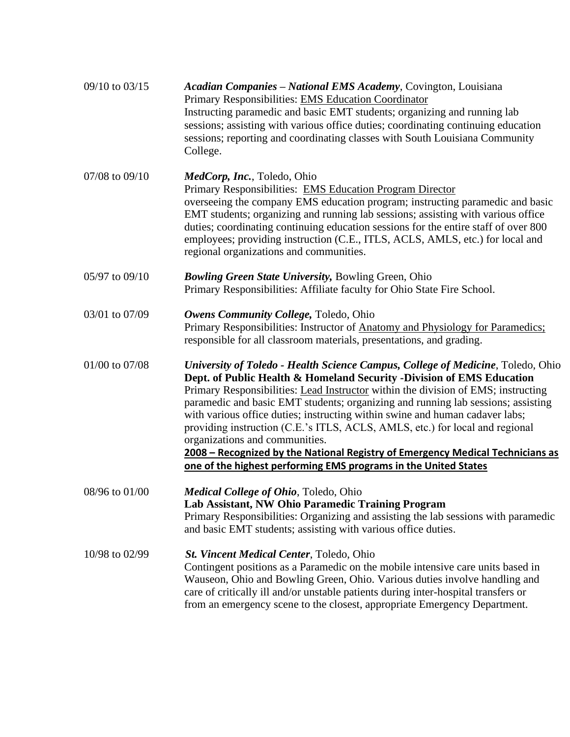09/10 to 03/15 — ***Acadian Companies – National EMS Academy***, Covington, Louisiana
Primary Responsibilities: EMS Education Coordinator
Instructing paramedic and basic EMT students; organizing and running lab sessions; assisting with various office duties; coordinating continuing education sessions; reporting and coordinating classes with South Louisiana Community College.

07/08 to 09/10 — ***MedCorp, Inc.***, Toledo, Ohio
Primary Responsibilities: EMS Education Program Director
overseeing the company EMS education program; instructing paramedic and basic EMT students; organizing and running lab sessions; assisting with various office duties; coordinating continuing education sessions for the entire staff of over 800 employees; providing instruction (C.E., ITLS, ACLS, AMLS, etc.) for local and regional organizations and communities.

05/97 to 09/10 — ***Bowling Green State University,*** Bowling Green, Ohio
Primary Responsibilities: Affiliate faculty for Ohio State Fire School.

03/01 to 07/09 — ***Owens Community College,*** Toledo, Ohio
Primary Responsibilities: Instructor of Anatomy and Physiology for Paramedics; responsible for all classroom materials, presentations, and grading.

01/00 to 07/08 — ***University of Toledo - Health Science Campus, College of Medicine***, Toledo, Ohio
**Dept. of Public Health & Homeland Security -Division of EMS Education**
Primary Responsibilities: Lead Instructor within the division of EMS; instructing paramedic and basic EMT students; organizing and running lab sessions; assisting with various office duties; instructing within swine and human cadaver labs; providing instruction (C.E.'s ITLS, ACLS, AMLS, etc.) for local and regional organizations and communities.
**2008 – Recognized by the National Registry of Emergency Medical Technicians as one of the highest performing EMS programs in the United States**

08/96 to 01/00 — ***Medical College of Ohio***, Toledo, Ohio
**Lab Assistant, NW Ohio Paramedic Training Program**
Primary Responsibilities: Organizing and assisting the lab sessions with paramedic and basic EMT students; assisting with various office duties.

10/98 to 02/99 — ***St. Vincent Medical Center***, Toledo, Ohio
Contingent positions as a Paramedic on the mobile intensive care units based in Wauseon, Ohio and Bowling Green, Ohio. Various duties involve handling and care of critically ill and/or unstable patients during inter-hospital transfers or from an emergency scene to the closest, appropriate Emergency Department.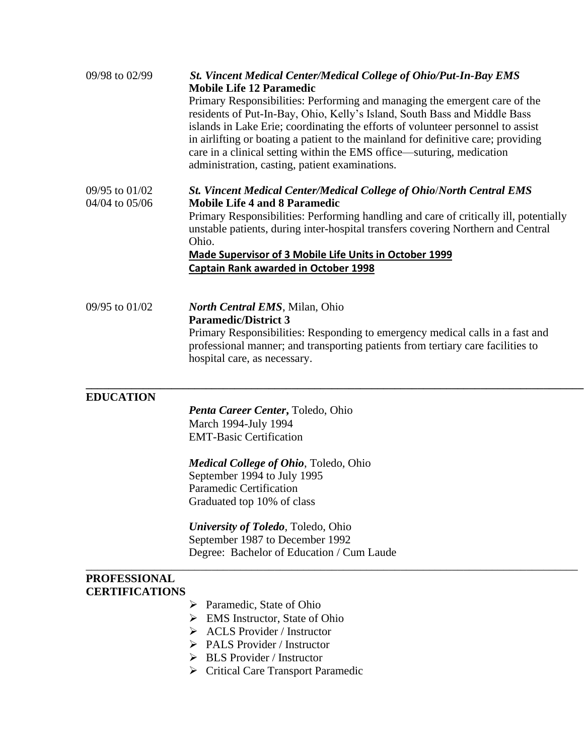09/98 to 02/99

***St. Vincent Medical Center/Medical College of Ohio/Put-In-Bay EMS***
**Mobile Life 12 Paramedic**
Primary Responsibilities: Performing and managing the emergent care of the residents of Put-In-Bay, Ohio, Kelly's Island, South Bass and Middle Bass islands in Lake Erie; coordinating the efforts of volunteer personnel to assist in airlifting or boating a patient to the mainland for definitive care; providing care in a clinical setting within the EMS office—suturing, medication administration, casting, patient examinations.

09/95 to 01/02
04/04 to 05/06

***St. Vincent Medical Center/Medical College of Ohio/North Central EMS***
**Mobile Life 4 and 8 Paramedic**
Primary Responsibilities: Performing handling and care of critically ill, potentially unstable patients, during inter-hospital transfers covering Northern and Central Ohio.
**Made Supervisor of 3 Mobile Life Units in October 1999**
**Captain Rank awarded in October 1998**

09/95 to 01/02

***North Central EMS***, Milan, Ohio
**Paramedic/District 3**
Primary Responsibilities: Responding to emergency medical calls in a fast and professional manner; and transporting patients from tertiary care facilities to hospital care, as necessary.

---

## EDUCATION

***Penta Career Center***, Toledo, Ohio
March 1994-July 1994
EMT-Basic Certification

***Medical College of Ohio***, Toledo, Ohio
September 1994 to July 1995
Paramedic Certification
Graduated top 10% of class

***University of Toledo***, Toledo, Ohio
September 1987 to December 1992
Degree: Bachelor of Education / Cum Laude

---

## PROFESSIONAL CERTIFICATIONS

- Paramedic, State of Ohio
- EMS Instructor, State of Ohio
- ACLS Provider / Instructor
- PALS Provider / Instructor
- BLS Provider / Instructor
- Critical Care Transport Paramedic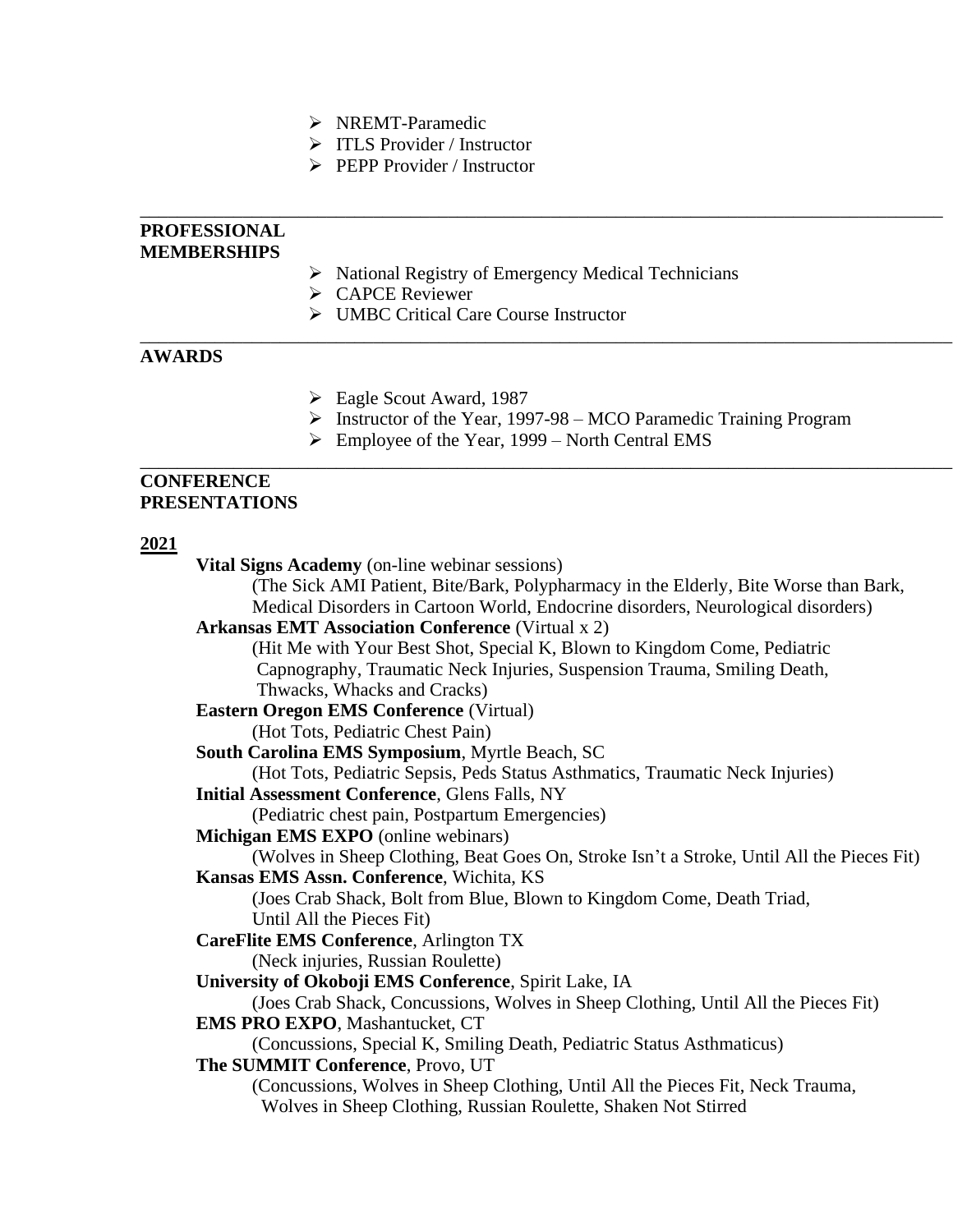- NREMT-Paramedic
- ITLS Provider / Instructor
- PEPP Provider / Instructor

---

**PROFESSIONAL MEMBERSHIPS**

- National Registry of Emergency Medical Technicians
- CAPCE Reviewer
- UMBC Critical Care Course Instructor

---

**AWARDS**

- Eagle Scout Award, 1987
- Instructor of the Year, 1997-98 – MCO Paramedic Training Program
- Employee of the Year, 1999 – North Central EMS

---

**CONFERENCE PRESENTATIONS**

**2021**

**Vital Signs Academy** (on-line webinar sessions)
(The Sick AMI Patient, Bite/Bark, Polypharmacy in the Elderly, Bite Worse than Bark, Medical Disorders in Cartoon World, Endocrine disorders, Neurological disorders)

**Arkansas EMT Association Conference** (Virtual x 2)
(Hit Me with Your Best Shot, Special K, Blown to Kingdom Come, Pediatric Capnography, Traumatic Neck Injuries, Suspension Trauma, Smiling Death, Thwacks, Whacks and Cracks)

**Eastern Oregon EMS Conference** (Virtual)
(Hot Tots, Pediatric Chest Pain)

**South Carolina EMS Symposium**, Myrtle Beach, SC
(Hot Tots, Pediatric Sepsis, Peds Status Asthmatics, Traumatic Neck Injuries)

**Initial Assessment Conference**, Glens Falls, NY
(Pediatric chest pain, Postpartum Emergencies)

**Michigan EMS EXPO** (online webinars)
(Wolves in Sheep Clothing, Beat Goes On, Stroke Isn't a Stroke, Until All the Pieces Fit)

**Kansas EMS Assn. Conference**, Wichita, KS
(Joes Crab Shack, Bolt from Blue, Blown to Kingdom Come, Death Triad, Until All the Pieces Fit)

**CareFlite EMS Conference**, Arlington TX
(Neck injuries, Russian Roulette)

**University of Okoboji EMS Conference**, Spirit Lake, IA
(Joes Crab Shack, Concussions, Wolves in Sheep Clothing, Until All the Pieces Fit)

**EMS PRO EXPO**, Mashantucket, CT
(Concussions, Special K, Smiling Death, Pediatric Status Asthmaticus)

**The SUMMIT Conference**, Provo, UT
(Concussions, Wolves in Sheep Clothing, Until All the Pieces Fit, Neck Trauma, Wolves in Sheep Clothing, Russian Roulette, Shaken Not Stirred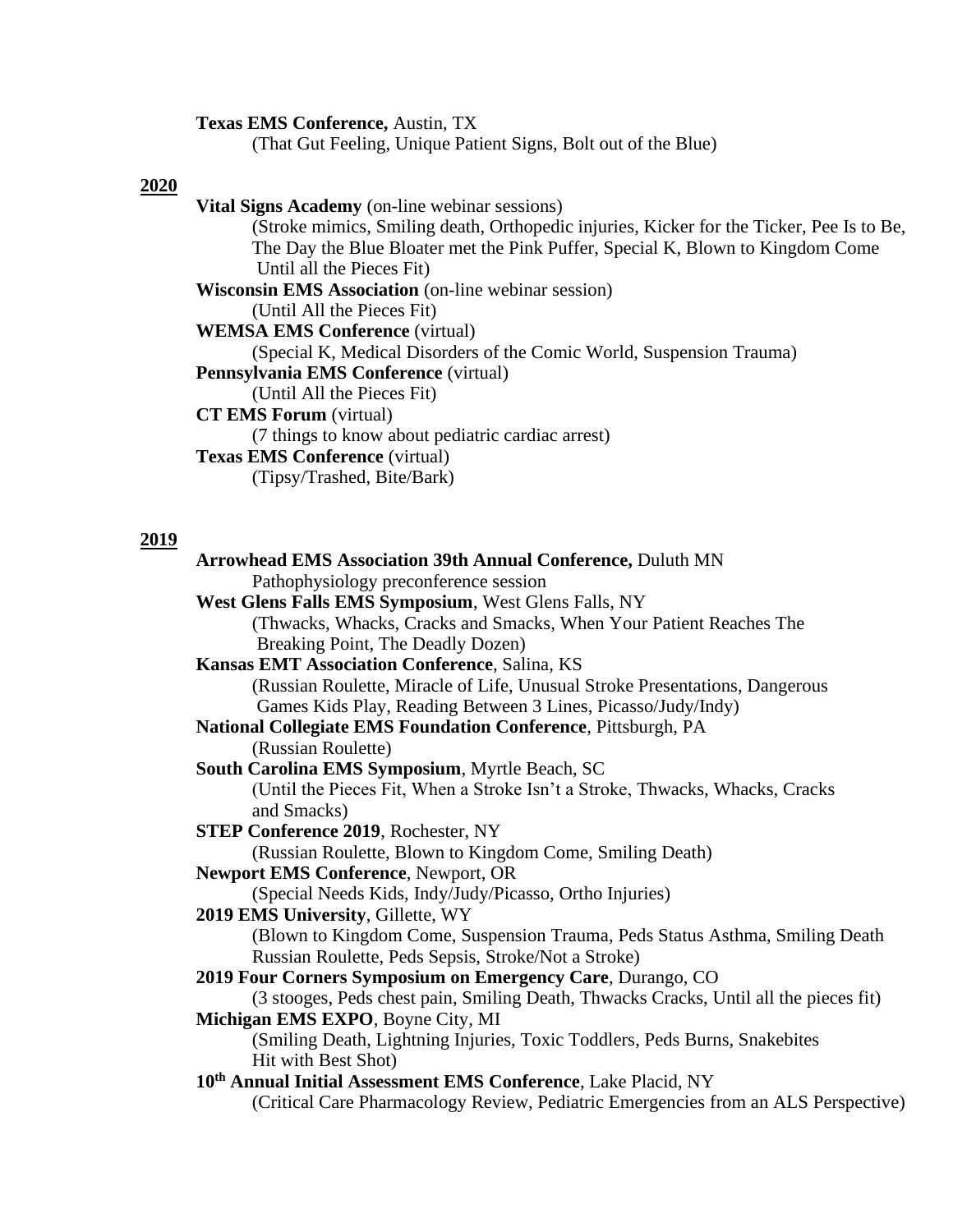**Texas EMS Conference,** Austin, TX
(That Gut Feeling, Unique Patient Signs, Bolt out of the Blue)

**2020**

**Vital Signs Academy** (on-line webinar sessions)
(Stroke mimics, Smiling death, Orthopedic injuries, Kicker for the Ticker, Pee Is to Be, The Day the Blue Bloater met the Pink Puffer, Special K, Blown to Kingdom Come Until all the Pieces Fit)

**Wisconsin EMS Association** (on-line webinar session)
(Until All the Pieces Fit)

**WEMSA EMS Conference** (virtual)
(Special K, Medical Disorders of the Comic World, Suspension Trauma)

**Pennsylvania EMS Conference** (virtual)
(Until All the Pieces Fit)

**CT EMS Forum** (virtual)
(7 things to know about pediatric cardiac arrest)

**Texas EMS Conference** (virtual)
(Tipsy/Trashed, Bite/Bark)

**2019**

**Arrowhead EMS Association 39th Annual Conference,** Duluth MN
Pathophysiology preconference session

**West Glens Falls EMS Symposium**, West Glens Falls, NY
(Thwacks, Whacks, Cracks and Smacks, When Your Patient Reaches The Breaking Point, The Deadly Dozen)

**Kansas EMT Association Conference**, Salina, KS
(Russian Roulette, Miracle of Life, Unusual Stroke Presentations, Dangerous Games Kids Play, Reading Between 3 Lines, Picasso/Judy/Indy)

**National Collegiate EMS Foundation Conference**, Pittsburgh, PA
(Russian Roulette)

**South Carolina EMS Symposium**, Myrtle Beach, SC
(Until the Pieces Fit, When a Stroke Isn't a Stroke, Thwacks, Whacks, Cracks and Smacks)

**STEP Conference 2019**, Rochester, NY
(Russian Roulette, Blown to Kingdom Come, Smiling Death)

**Newport EMS Conference**, Newport, OR
(Special Needs Kids, Indy/Judy/Picasso, Ortho Injuries)

**2019 EMS University**, Gillette, WY
(Blown to Kingdom Come, Suspension Trauma, Peds Status Asthma, Smiling Death Russian Roulette, Peds Sepsis, Stroke/Not a Stroke)

**2019 Four Corners Symposium on Emergency Care**, Durango, CO
(3 stooges, Peds chest pain, Smiling Death, Thwacks Cracks, Until all the pieces fit)

**Michigan EMS EXPO**, Boyne City, MI
(Smiling Death, Lightning Injuries, Toxic Toddlers, Peds Burns, Snakebites Hit with Best Shot)

**10th Annual Initial Assessment EMS Conference**, Lake Placid, NY
(Critical Care Pharmacology Review, Pediatric Emergencies from an ALS Perspective)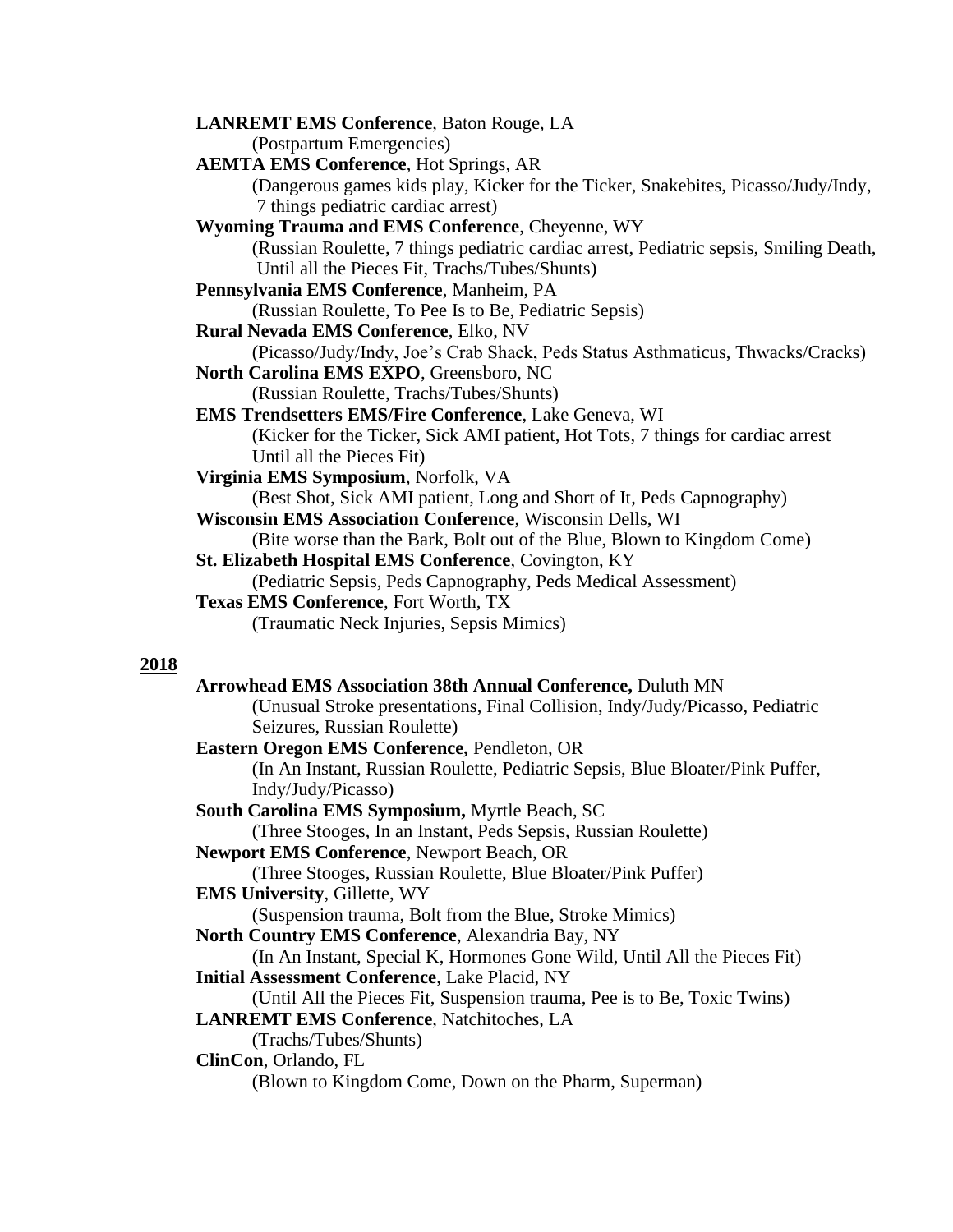**LANREMT EMS Conference**, Baton Rouge, LA
(Postpartum Emergencies)

**AEMTA EMS Conference**, Hot Springs, AR
(Dangerous games kids play, Kicker for the Ticker, Snakebites, Picasso/Judy/Indy, 7 things pediatric cardiac arrest)

**Wyoming Trauma and EMS Conference**, Cheyenne, WY
(Russian Roulette, 7 things pediatric cardiac arrest, Pediatric sepsis, Smiling Death, Until all the Pieces Fit, Trachs/Tubes/Shunts)

**Pennsylvania EMS Conference**, Manheim, PA
(Russian Roulette, To Pee Is to Be, Pediatric Sepsis)

**Rural Nevada EMS Conference**, Elko, NV
(Picasso/Judy/Indy, Joe's Crab Shack, Peds Status Asthmaticus, Thwacks/Cracks)

**North Carolina EMS EXPO**, Greensboro, NC
(Russian Roulette, Trachs/Tubes/Shunts)

**EMS Trendsetters EMS/Fire Conference**, Lake Geneva, WI
(Kicker for the Ticker, Sick AMI patient, Hot Tots, 7 things for cardiac arrest Until all the Pieces Fit)

**Virginia EMS Symposium**, Norfolk, VA
(Best Shot, Sick AMI patient, Long and Short of It, Peds Capnography)

**Wisconsin EMS Association Conference**, Wisconsin Dells, WI
(Bite worse than the Bark, Bolt out of the Blue, Blown to Kingdom Come)

**St. Elizabeth Hospital EMS Conference**, Covington, KY
(Pediatric Sepsis, Peds Capnography, Peds Medical Assessment)

**Texas EMS Conference**, Fort Worth, TX
(Traumatic Neck Injuries, Sepsis Mimics)

## 2018

**Arrowhead EMS Association 38th Annual Conference,** Duluth MN
(Unusual Stroke presentations, Final Collision, Indy/Judy/Picasso, Pediatric Seizures, Russian Roulette)

**Eastern Oregon EMS Conference,** Pendleton, OR
(In An Instant, Russian Roulette, Pediatric Sepsis, Blue Bloater/Pink Puffer, Indy/Judy/Picasso)

**South Carolina EMS Symposium,** Myrtle Beach, SC
(Three Stooges, In an Instant, Peds Sepsis, Russian Roulette)

**Newport EMS Conference**, Newport Beach, OR
(Three Stooges, Russian Roulette, Blue Bloater/Pink Puffer)

**EMS University**, Gillette, WY
(Suspension trauma, Bolt from the Blue, Stroke Mimics)

**North Country EMS Conference**, Alexandria Bay, NY
(In An Instant, Special K, Hormones Gone Wild, Until All the Pieces Fit)

**Initial Assessment Conference**, Lake Placid, NY
(Until All the Pieces Fit, Suspension trauma, Pee is to Be, Toxic Twins)

**LANREMT EMS Conference**, Natchitoches, LA
(Trachs/Tubes/Shunts)

**ClinCon**, Orlando, FL
(Blown to Kingdom Come, Down on the Pharm, Superman)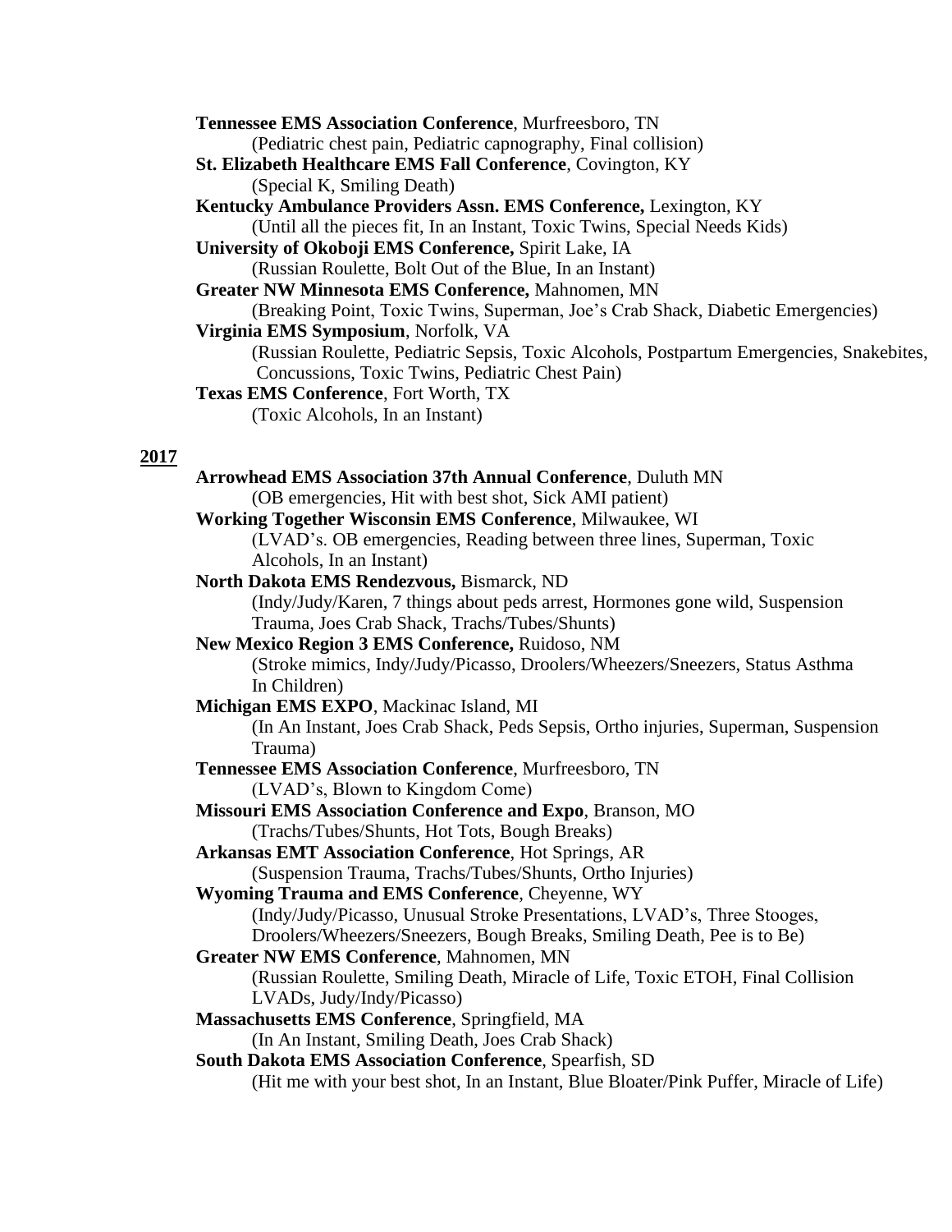**Tennessee EMS Association Conference**, Murfreesboro, TN
(Pediatric chest pain, Pediatric capnography, Final collision)

**St. Elizabeth Healthcare EMS Fall Conference**, Covington, KY
(Special K, Smiling Death)

**Kentucky Ambulance Providers Assn. EMS Conference,** Lexington, KY
(Until all the pieces fit, In an Instant, Toxic Twins, Special Needs Kids)

**University of Okoboji EMS Conference,** Spirit Lake, IA
(Russian Roulette, Bolt Out of the Blue, In an Instant)

**Greater NW Minnesota EMS Conference,** Mahnomen, MN
(Breaking Point, Toxic Twins, Superman, Joe's Crab Shack, Diabetic Emergencies)

**Virginia EMS Symposium**, Norfolk, VA
(Russian Roulette, Pediatric Sepsis, Toxic Alcohols, Postpartum Emergencies, Snakebites, Concussions, Toxic Twins, Pediatric Chest Pain)

**Texas EMS Conference**, Fort Worth, TX
(Toxic Alcohols, In an Instant)

## 2017

**Arrowhead EMS Association 37th Annual Conference**, Duluth MN
(OB emergencies, Hit with best shot, Sick AMI patient)

**Working Together Wisconsin EMS Conference**, Milwaukee, WI
(LVAD's. OB emergencies, Reading between three lines, Superman, Toxic Alcohols, In an Instant)

**North Dakota EMS Rendezvous,** Bismarck, ND
(Indy/Judy/Karen, 7 things about peds arrest, Hormones gone wild, Suspension Trauma, Joes Crab Shack, Trachs/Tubes/Shunts)

**New Mexico Region 3 EMS Conference,** Ruidoso, NM
(Stroke mimics, Indy/Judy/Picasso, Droolers/Wheezers/Sneezers, Status Asthma In Children)

**Michigan EMS EXPO**, Mackinac Island, MI
(In An Instant, Joes Crab Shack, Peds Sepsis, Ortho injuries, Superman, Suspension Trauma)

**Tennessee EMS Association Conference**, Murfreesboro, TN
(LVAD's, Blown to Kingdom Come)

**Missouri EMS Association Conference and Expo**, Branson, MO
(Trachs/Tubes/Shunts, Hot Tots, Bough Breaks)

**Arkansas EMT Association Conference**, Hot Springs, AR
(Suspension Trauma, Trachs/Tubes/Shunts, Ortho Injuries)

**Wyoming Trauma and EMS Conference**, Cheyenne, WY
(Indy/Judy/Picasso, Unusual Stroke Presentations, LVAD's, Three Stooges, Droolers/Wheezers/Sneezers, Bough Breaks, Smiling Death, Pee is to Be)

**Greater NW EMS Conference**, Mahnomen, MN
(Russian Roulette, Smiling Death, Miracle of Life, Toxic ETOH, Final Collision LVADs, Judy/Indy/Picasso)

**Massachusetts EMS Conference**, Springfield, MA
(In An Instant, Smiling Death, Joes Crab Shack)

**South Dakota EMS Association Conference**, Spearfish, SD
(Hit me with your best shot, In an Instant, Blue Bloater/Pink Puffer, Miracle of Life)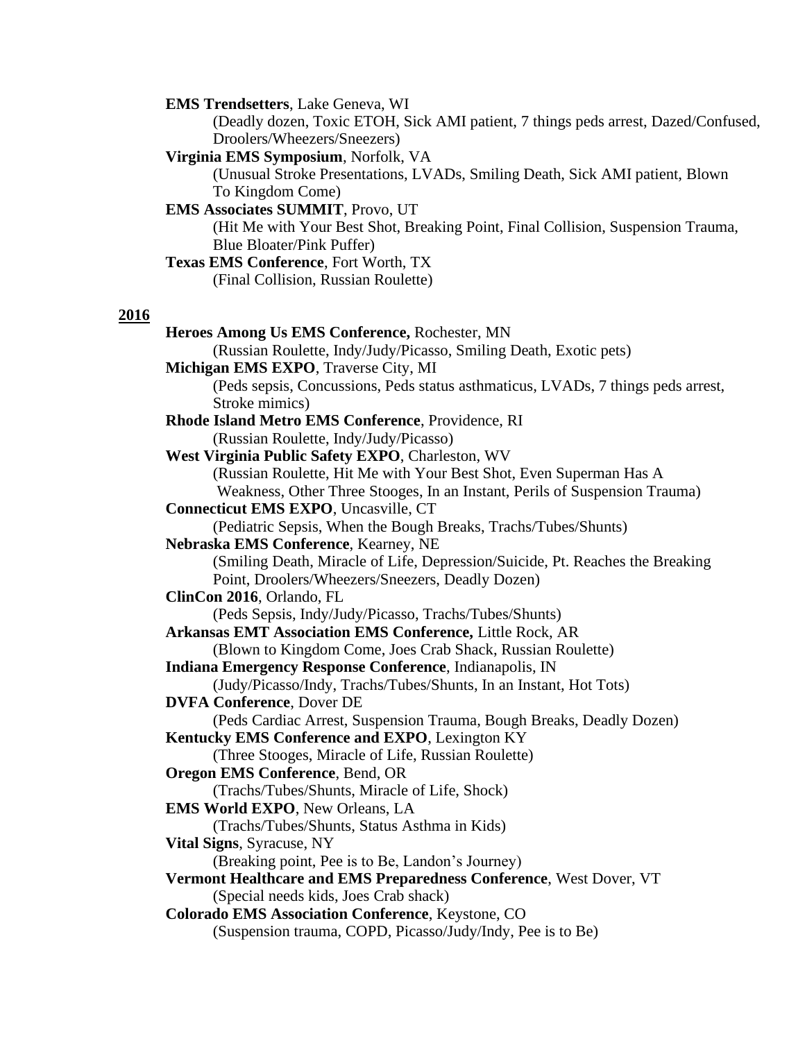**EMS Trendsetters**, Lake Geneva, WI
(Deadly dozen, Toxic ETOH, Sick AMI patient, 7 things peds arrest, Dazed/Confused, Droolers/Wheezers/Sneezers)

**Virginia EMS Symposium**, Norfolk, VA
(Unusual Stroke Presentations, LVADs, Smiling Death, Sick AMI patient, Blown To Kingdom Come)

**EMS Associates SUMMIT**, Provo, UT
(Hit Me with Your Best Shot, Breaking Point, Final Collision, Suspension Trauma, Blue Bloater/Pink Puffer)

**Texas EMS Conference**, Fort Worth, TX
(Final Collision, Russian Roulette)

**2016**

**Heroes Among Us EMS Conference,** Rochester, MN
(Russian Roulette, Indy/Judy/Picasso, Smiling Death, Exotic pets)

**Michigan EMS EXPO**, Traverse City, MI
(Peds sepsis, Concussions, Peds status asthmaticus, LVADs, 7 things peds arrest, Stroke mimics)

**Rhode Island Metro EMS Conference**, Providence, RI
(Russian Roulette, Indy/Judy/Picasso)

**West Virginia Public Safety EXPO**, Charleston, WV
(Russian Roulette, Hit Me with Your Best Shot, Even Superman Has A Weakness, Other Three Stooges, In an Instant, Perils of Suspension Trauma)

**Connecticut EMS EXPO**, Uncasville, CT
(Pediatric Sepsis, When the Bough Breaks, Trachs/Tubes/Shunts)

**Nebraska EMS Conference**, Kearney, NE
(Smiling Death, Miracle of Life, Depression/Suicide, Pt. Reaches the Breaking Point, Droolers/Wheezers/Sneezers, Deadly Dozen)

**ClinCon 2016**, Orlando, FL
(Peds Sepsis, Indy/Judy/Picasso, Trachs/Tubes/Shunts)

**Arkansas EMT Association EMS Conference,** Little Rock, AR
(Blown to Kingdom Come, Joes Crab Shack, Russian Roulette)

**Indiana Emergency Response Conference**, Indianapolis, IN
(Judy/Picasso/Indy, Trachs/Tubes/Shunts, In an Instant, Hot Tots)

**DVFA Conference**, Dover DE
(Peds Cardiac Arrest, Suspension Trauma, Bough Breaks, Deadly Dozen)

**Kentucky EMS Conference and EXPO**, Lexington KY
(Three Stooges, Miracle of Life, Russian Roulette)

**Oregon EMS Conference**, Bend, OR
(Trachs/Tubes/Shunts, Miracle of Life, Shock)

**EMS World EXPO**, New Orleans, LA
(Trachs/Tubes/Shunts, Status Asthma in Kids)

**Vital Signs**, Syracuse, NY
(Breaking point, Pee is to Be, Landon's Journey)

**Vermont Healthcare and EMS Preparedness Conference**, West Dover, VT
(Special needs kids, Joes Crab shack)

**Colorado EMS Association Conference**, Keystone, CO
(Suspension trauma, COPD, Picasso/Judy/Indy, Pee is to Be)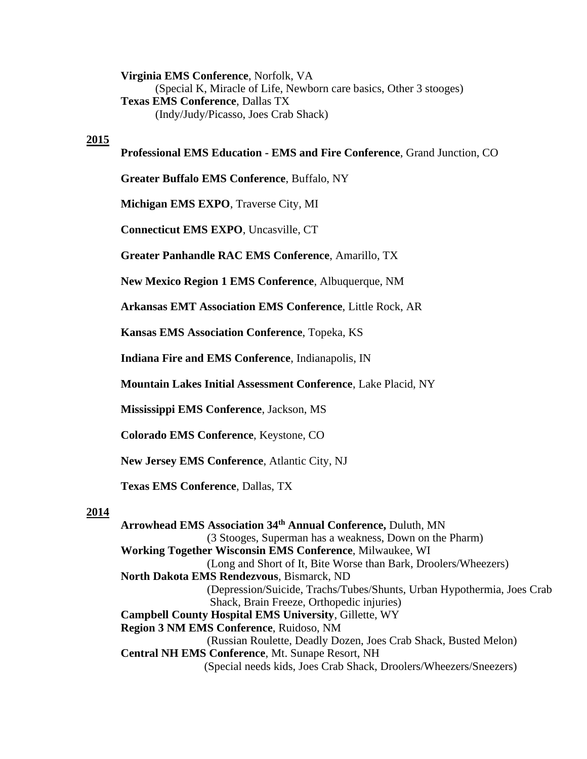**Virginia EMS Conference**, Norfolk, VA
(Special K, Miracle of Life, Newborn care basics, Other 3 stooges)
**Texas EMS Conference**, Dallas TX
(Indy/Judy/Picasso, Joes Crab Shack)

**2015**

**Professional EMS Education - EMS and Fire Conference**, Grand Junction, CO

**Greater Buffalo EMS Conference**, Buffalo, NY

**Michigan EMS EXPO**, Traverse City, MI

**Connecticut EMS EXPO**, Uncasville, CT

**Greater Panhandle RAC EMS Conference**, Amarillo, TX

**New Mexico Region 1 EMS Conference**, Albuquerque, NM

**Arkansas EMT Association EMS Conference**, Little Rock, AR

**Kansas EMS Association Conference**, Topeka, KS

**Indiana Fire and EMS Conference**, Indianapolis, IN

**Mountain Lakes Initial Assessment Conference**, Lake Placid, NY

**Mississippi EMS Conference**, Jackson, MS

**Colorado EMS Conference**, Keystone, CO

**New Jersey EMS Conference**, Atlantic City, NJ

**Texas EMS Conference**, Dallas, TX

**2014**

**Arrowhead EMS Association 34th Annual Conference,** Duluth, MN
(3 Stooges, Superman has a weakness, Down on the Pharm)
**Working Together Wisconsin EMS Conference**, Milwaukee, WI
(Long and Short of It, Bite Worse than Bark, Droolers/Wheezers)
**North Dakota EMS Rendezvous**, Bismarck, ND
(Depression/Suicide, Trachs/Tubes/Shunts, Urban Hypothermia, Joes Crab Shack, Brain Freeze, Orthopedic injuries)
**Campbell County Hospital EMS University**, Gillette, WY
**Region 3 NM EMS Conference**, Ruidoso, NM
(Russian Roulette, Deadly Dozen, Joes Crab Shack, Busted Melon)
**Central NH EMS Conference**, Mt. Sunape Resort, NH
(Special needs kids, Joes Crab Shack, Droolers/Wheezers/Sneezers)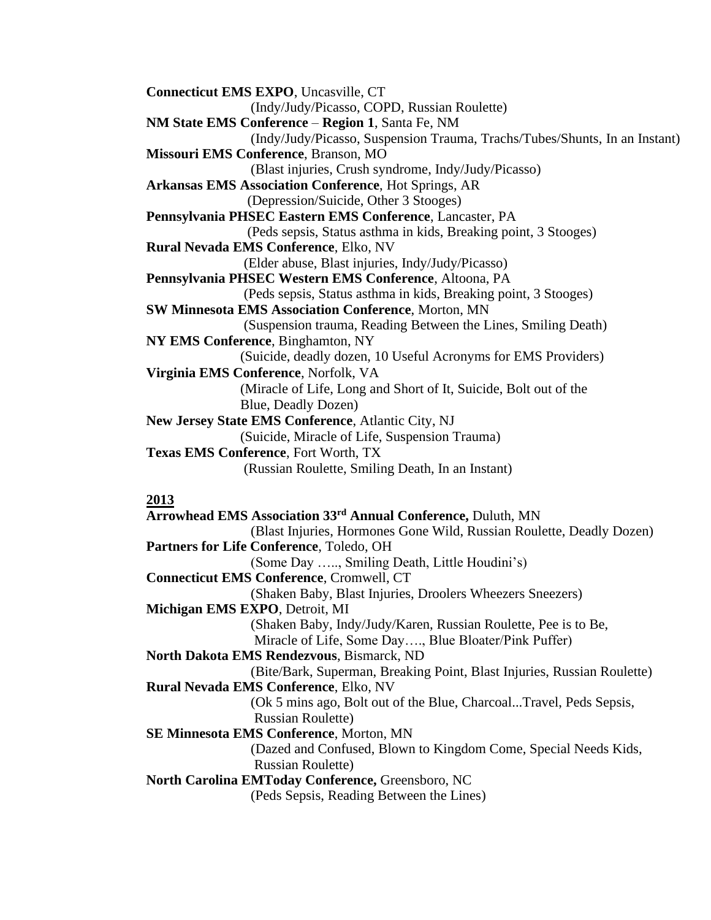**Connecticut EMS EXPO**, Uncasville, CT
(Indy/Judy/Picasso, COPD, Russian Roulette)

**NM State EMS Conference** – **Region 1**, Santa Fe, NM
(Indy/Judy/Picasso, Suspension Trauma, Trachs/Tubes/Shunts, In an Instant)

**Missouri EMS Conference**, Branson, MO
(Blast injuries, Crush syndrome, Indy/Judy/Picasso)

**Arkansas EMS Association Conference**, Hot Springs, AR
(Depression/Suicide, Other 3 Stooges)

**Pennsylvania PHSEC Eastern EMS Conference**, Lancaster, PA
(Peds sepsis, Status asthma in kids, Breaking point, 3 Stooges)

**Rural Nevada EMS Conference**, Elko, NV
(Elder abuse, Blast injuries, Indy/Judy/Picasso)

**Pennsylvania PHSEC Western EMS Conference**, Altoona, PA
(Peds sepsis, Status asthma in kids, Breaking point, 3 Stooges)

**SW Minnesota EMS Association Conference**, Morton, MN
(Suspension trauma, Reading Between the Lines, Smiling Death)

**NY EMS Conference**, Binghamton, NY
(Suicide, deadly dozen, 10 Useful Acronyms for EMS Providers)

**Virginia EMS Conference**, Norfolk, VA
(Miracle of Life, Long and Short of It, Suicide, Bolt out of the Blue, Deadly Dozen)

**New Jersey State EMS Conference**, Atlantic City, NJ
(Suicide, Miracle of Life, Suspension Trauma)

**Texas EMS Conference**, Fort Worth, TX
(Russian Roulette, Smiling Death, In an Instant)

## 2013

**Arrowhead EMS Association 33rd Annual Conference,** Duluth, MN
(Blast Injuries, Hormones Gone Wild, Russian Roulette, Deadly Dozen)

**Partners for Life Conference**, Toledo, OH
(Some Day ….., Smiling Death, Little Houdini's)

**Connecticut EMS Conference**, Cromwell, CT
(Shaken Baby, Blast Injuries, Droolers Wheezers Sneezers)

**Michigan EMS EXPO**, Detroit, MI
(Shaken Baby, Indy/Judy/Karen, Russian Roulette, Pee is to Be, Miracle of Life, Some Day…., Blue Bloater/Pink Puffer)

**North Dakota EMS Rendezvous**, Bismarck, ND
(Bite/Bark, Superman, Breaking Point, Blast Injuries, Russian Roulette)

**Rural Nevada EMS Conference**, Elko, NV
(Ok 5 mins ago, Bolt out of the Blue, Charcoal...Travel, Peds Sepsis, Russian Roulette)

**SE Minnesota EMS Conference**, Morton, MN
(Dazed and Confused, Blown to Kingdom Come, Special Needs Kids, Russian Roulette)

**North Carolina EMToday Conference,** Greensboro, NC
(Peds Sepsis, Reading Between the Lines)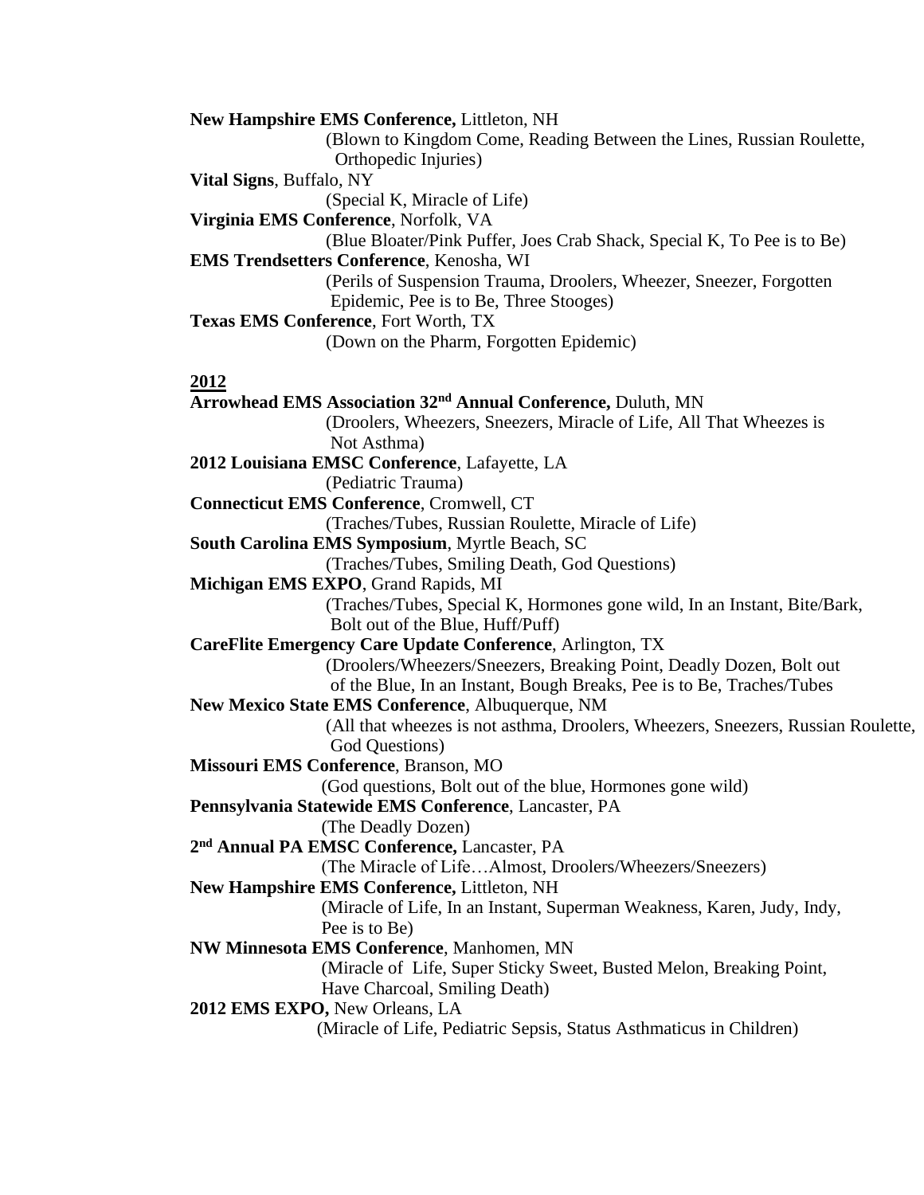**New Hampshire EMS Conference,** Littleton, NH
(Blown to Kingdom Come, Reading Between the Lines, Russian Roulette, Orthopedic Injuries)

**Vital Signs**, Buffalo, NY
(Special K, Miracle of Life)

**Virginia EMS Conference**, Norfolk, VA
(Blue Bloater/Pink Puffer, Joes Crab Shack, Special K, To Pee is to Be)

**EMS Trendsetters Conference**, Kenosha, WI
(Perils of Suspension Trauma, Droolers, Wheezer, Sneezer, Forgotten Epidemic, Pee is to Be, Three Stooges)

**Texas EMS Conference**, Fort Worth, TX
(Down on the Pharm, Forgotten Epidemic)

**2012**

**Arrowhead EMS Association 32nd Annual Conference,** Duluth, MN
(Droolers, Wheezers, Sneezers, Miracle of Life, All That Wheezes is Not Asthma)

**2012 Louisiana EMSC Conference**, Lafayette, LA
(Pediatric Trauma)

**Connecticut EMS Conference**, Cromwell, CT
(Traches/Tubes, Russian Roulette, Miracle of Life)

**South Carolina EMS Symposium**, Myrtle Beach, SC
(Traches/Tubes, Smiling Death, God Questions)

**Michigan EMS EXPO**, Grand Rapids, MI
(Traches/Tubes, Special K, Hormones gone wild, In an Instant, Bite/Bark, Bolt out of the Blue, Huff/Puff)

**CareFlite Emergency Care Update Conference**, Arlington, TX
(Droolers/Wheezers/Sneezers, Breaking Point, Deadly Dozen, Bolt out of the Blue, In an Instant, Bough Breaks, Pee is to Be, Traches/Tubes

**New Mexico State EMS Conference**, Albuquerque, NM
(All that wheezes is not asthma, Droolers, Wheezers, Sneezers, Russian Roulette, God Questions)

**Missouri EMS Conference**, Branson, MO
(God questions, Bolt out of the blue, Hormones gone wild)

**Pennsylvania Statewide EMS Conference**, Lancaster, PA
(The Deadly Dozen)

**2nd Annual PA EMSC Conference,** Lancaster, PA
(The Miracle of Life…Almost, Droolers/Wheezers/Sneezers)

**New Hampshire EMS Conference,** Littleton, NH
(Miracle of Life, In an Instant, Superman Weakness, Karen, Judy, Indy, Pee is to Be)

**NW Minnesota EMS Conference**, Manhomen, MN
(Miracle of Life, Super Sticky Sweet, Busted Melon, Breaking Point, Have Charcoal, Smiling Death)

**2012 EMS EXPO,** New Orleans, LA
(Miracle of Life, Pediatric Sepsis, Status Asthmaticus in Children)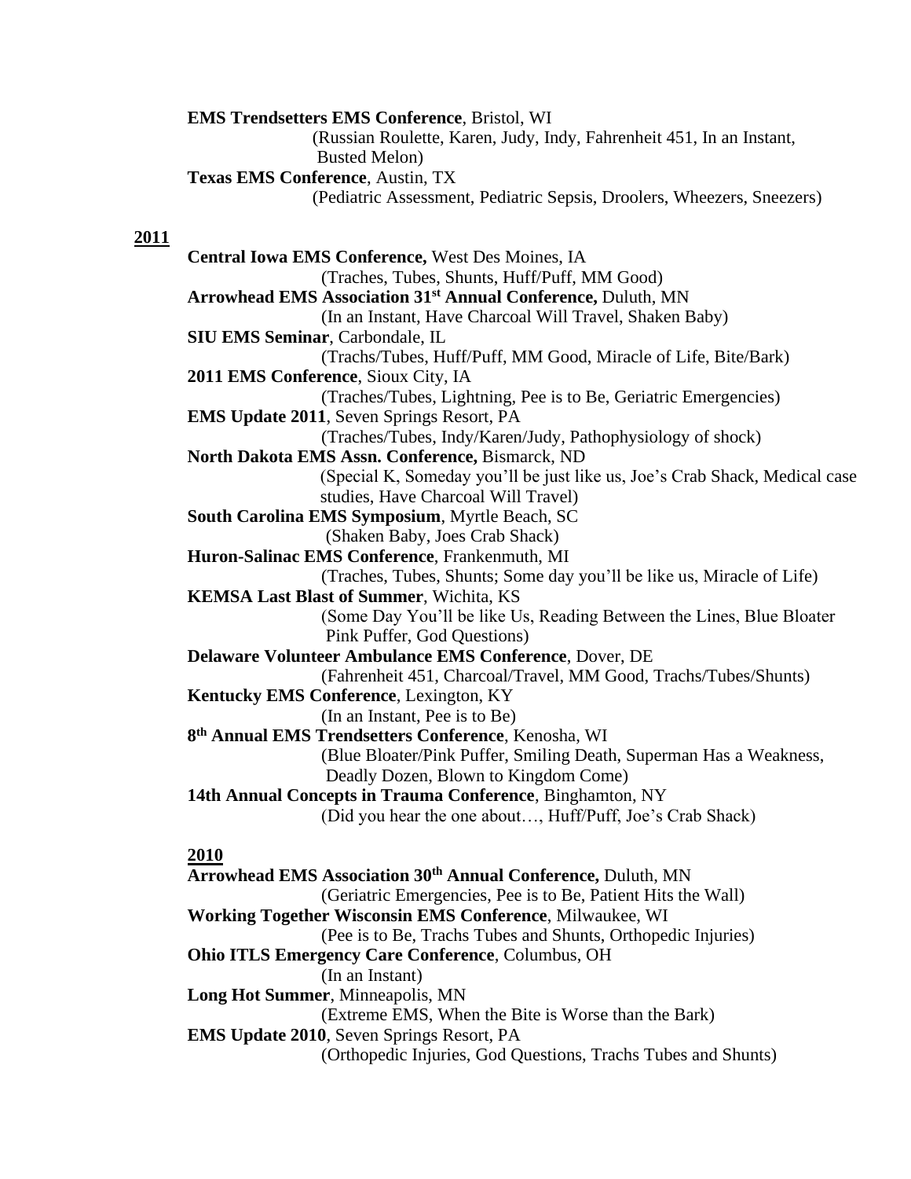**EMS Trendsetters EMS Conference**, Bristol, WI
(Russian Roulette, Karen, Judy, Indy, Fahrenheit 451, In an Instant, Busted Melon)

**Texas EMS Conference**, Austin, TX
(Pediatric Assessment, Pediatric Sepsis, Droolers, Wheezers, Sneezers)

**2011**

**Central Iowa EMS Conference,** West Des Moines, IA
(Traches, Tubes, Shunts, Huff/Puff, MM Good)

**Arrowhead EMS Association 31st Annual Conference,** Duluth, MN
(In an Instant, Have Charcoal Will Travel, Shaken Baby)

**SIU EMS Seminar**, Carbondale, IL
(Trachs/Tubes, Huff/Puff, MM Good, Miracle of Life, Bite/Bark)

**2011 EMS Conference**, Sioux City, IA
(Traches/Tubes, Lightning, Pee is to Be, Geriatric Emergencies)

**EMS Update 2011**, Seven Springs Resort, PA
(Traches/Tubes, Indy/Karen/Judy, Pathophysiology of shock)

**North Dakota EMS Assn. Conference,** Bismarck, ND
(Special K, Someday you'll be just like us, Joe's Crab Shack, Medical case studies, Have Charcoal Will Travel)

**South Carolina EMS Symposium**, Myrtle Beach, SC
(Shaken Baby, Joes Crab Shack)

**Huron-Salinac EMS Conference**, Frankenmuth, MI
(Traches, Tubes, Shunts; Some day you'll be like us, Miracle of Life)

**KEMSA Last Blast of Summer**, Wichita, KS
(Some Day You'll be like Us, Reading Between the Lines, Blue Bloater Pink Puffer, God Questions)

**Delaware Volunteer Ambulance EMS Conference**, Dover, DE
(Fahrenheit 451, Charcoal/Travel, MM Good, Trachs/Tubes/Shunts)

**Kentucky EMS Conference**, Lexington, KY
(In an Instant, Pee is to Be)

**8th Annual EMS Trendsetters Conference**, Kenosha, WI
(Blue Bloater/Pink Puffer, Smiling Death, Superman Has a Weakness, Deadly Dozen, Blown to Kingdom Come)

**14th Annual Concepts in Trauma Conference**, Binghamton, NY
(Did you hear the one about…, Huff/Puff, Joe's Crab Shack)

**2010**

**Arrowhead EMS Association 30th Annual Conference,** Duluth, MN
(Geriatric Emergencies, Pee is to Be, Patient Hits the Wall)

**Working Together Wisconsin EMS Conference**, Milwaukee, WI
(Pee is to Be, Trachs Tubes and Shunts, Orthopedic Injuries)

**Ohio ITLS Emergency Care Conference**, Columbus, OH
(In an Instant)

**Long Hot Summer**, Minneapolis, MN
(Extreme EMS, When the Bite is Worse than the Bark)

**EMS Update 2010**, Seven Springs Resort, PA
(Orthopedic Injuries, God Questions, Trachs Tubes and Shunts)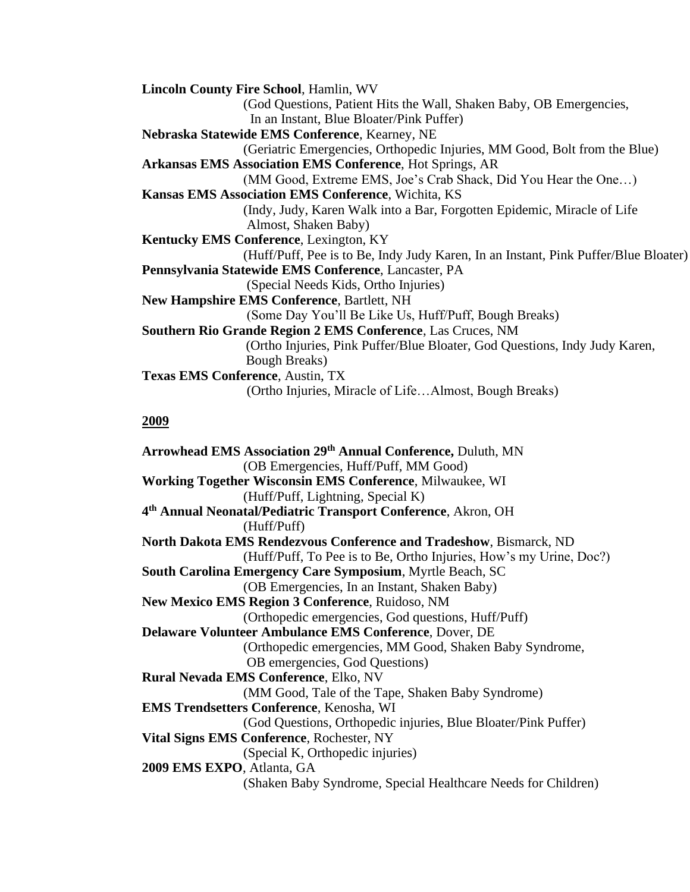**Lincoln County Fire School**, Hamlin, WV

(God Questions, Patient Hits the Wall, Shaken Baby, OB Emergencies, In an Instant, Blue Bloater/Pink Puffer)

**Nebraska Statewide EMS Conference**, Kearney, NE

(Geriatric Emergencies, Orthopedic Injuries, MM Good, Bolt from the Blue)

**Arkansas EMS Association EMS Conference**, Hot Springs, AR

(MM Good, Extreme EMS, Joe's Crab Shack, Did You Hear the One…)

**Kansas EMS Association EMS Conference**, Wichita, KS

(Indy, Judy, Karen Walk into a Bar, Forgotten Epidemic, Miracle of Life Almost, Shaken Baby)

**Kentucky EMS Conference**, Lexington, KY

(Huff/Puff, Pee is to Be, Indy Judy Karen, In an Instant, Pink Puffer/Blue Bloater)

**Pennsylvania Statewide EMS Conference**, Lancaster, PA

(Special Needs Kids, Ortho Injuries)

**New Hampshire EMS Conference**, Bartlett, NH

(Some Day You'll Be Like Us, Huff/Puff, Bough Breaks)

**Southern Rio Grande Region 2 EMS Conference**, Las Cruces, NM

(Ortho Injuries, Pink Puffer/Blue Bloater, God Questions, Indy Judy Karen, Bough Breaks)

**Texas EMS Conference**, Austin, TX

(Ortho Injuries, Miracle of Life…Almost, Bough Breaks)

## 2009

**Arrowhead EMS Association 29th Annual Conference,** Duluth, MN

(OB Emergencies, Huff/Puff, MM Good)

**Working Together Wisconsin EMS Conference**, Milwaukee, WI

(Huff/Puff, Lightning, Special K)

**4th Annual Neonatal/Pediatric Transport Conference**, Akron, OH

(Huff/Puff)

**North Dakota EMS Rendezvous Conference and Tradeshow**, Bismarck, ND

(Huff/Puff, To Pee is to Be, Ortho Injuries, How's my Urine, Doc?)

**South Carolina Emergency Care Symposium**, Myrtle Beach, SC

(OB Emergencies, In an Instant, Shaken Baby)

**New Mexico EMS Region 3 Conference**, Ruidoso, NM

(Orthopedic emergencies, God questions, Huff/Puff)

**Delaware Volunteer Ambulance EMS Conference**, Dover, DE

(Orthopedic emergencies, MM Good, Shaken Baby Syndrome, OB emergencies, God Questions)

**Rural Nevada EMS Conference**, Elko, NV

(MM Good, Tale of the Tape, Shaken Baby Syndrome)

**EMS Trendsetters Conference**, Kenosha, WI

(God Questions, Orthopedic injuries, Blue Bloater/Pink Puffer)

**Vital Signs EMS Conference**, Rochester, NY

(Special K, Orthopedic injuries)

**2009 EMS EXPO**, Atlanta, GA

(Shaken Baby Syndrome, Special Healthcare Needs for Children)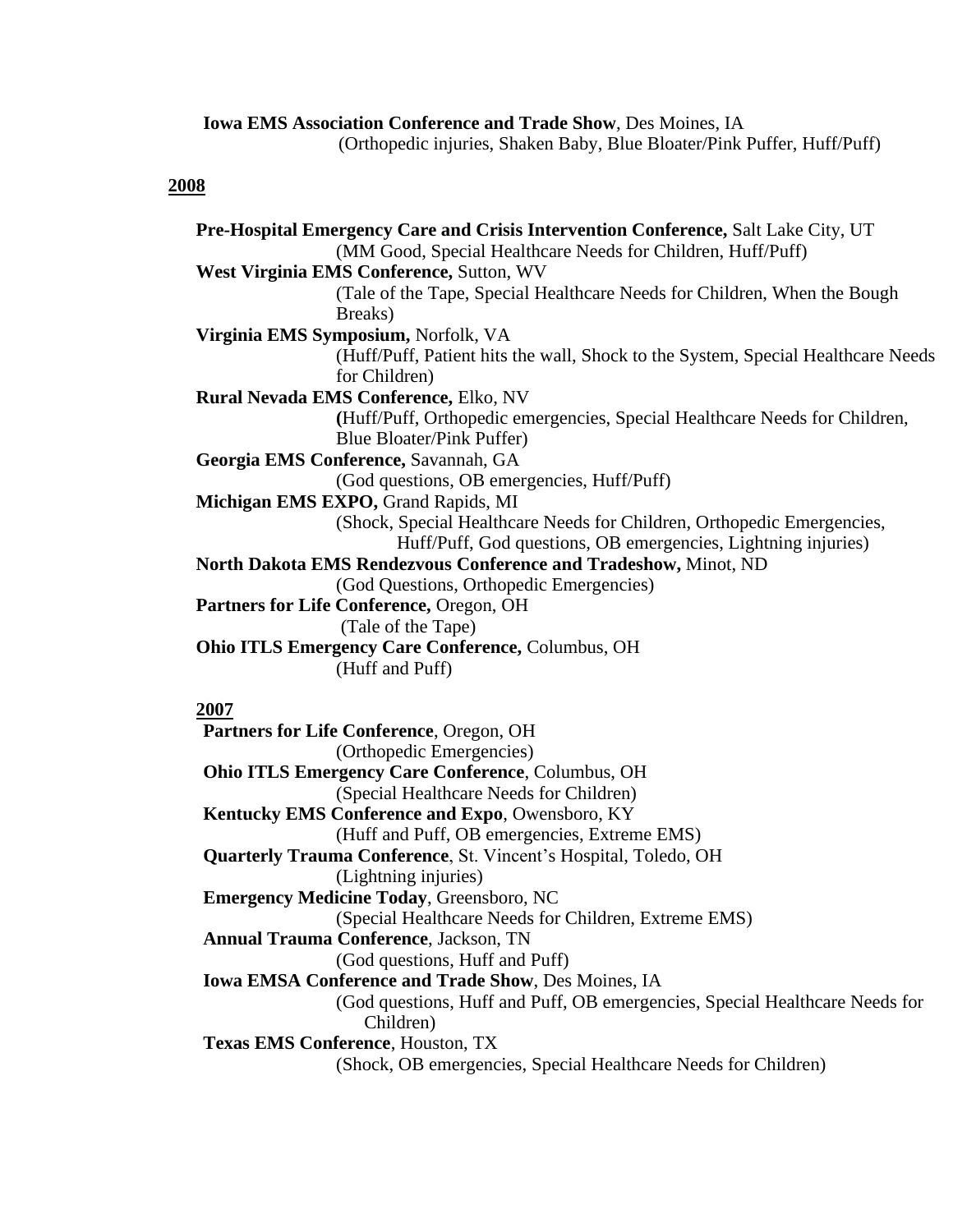**Iowa EMS Association Conference and Trade Show**, Des Moines, IA
(Orthopedic injuries, Shaken Baby, Blue Bloater/Pink Puffer, Huff/Puff)

**2008**

**Pre-Hospital Emergency Care and Crisis Intervention Conference,** Salt Lake City, UT
(MM Good, Special Healthcare Needs for Children, Huff/Puff)

**West Virginia EMS Conference,** Sutton, WV
(Tale of the Tape, Special Healthcare Needs for Children, When the Bough Breaks)

**Virginia EMS Symposium,** Norfolk, VA
(Huff/Puff, Patient hits the wall, Shock to the System, Special Healthcare Needs for Children)

**Rural Nevada EMS Conference,** Elko, NV
(Huff/Puff, Orthopedic emergencies, Special Healthcare Needs for Children, Blue Bloater/Pink Puffer)

**Georgia EMS Conference,** Savannah, GA
(God questions, OB emergencies, Huff/Puff)

**Michigan EMS EXPO,** Grand Rapids, MI
(Shock, Special Healthcare Needs for Children, Orthopedic Emergencies, Huff/Puff, God questions, OB emergencies, Lightning injuries)

**North Dakota EMS Rendezvous Conference and Tradeshow,** Minot, ND
(God Questions, Orthopedic Emergencies)

**Partners for Life Conference,** Oregon, OH
(Tale of the Tape)

**Ohio ITLS Emergency Care Conference,** Columbus, OH
(Huff and Puff)

**2007**

**Partners for Life Conference**, Oregon, OH
(Orthopedic Emergencies)

**Ohio ITLS Emergency Care Conference**, Columbus, OH
(Special Healthcare Needs for Children)

**Kentucky EMS Conference and Expo**, Owensboro, KY
(Huff and Puff, OB emergencies, Extreme EMS)

**Quarterly Trauma Conference**, St. Vincent's Hospital, Toledo, OH
(Lightning injuries)

**Emergency Medicine Today**, Greensboro, NC
(Special Healthcare Needs for Children, Extreme EMS)

**Annual Trauma Conference**, Jackson, TN
(God questions, Huff and Puff)

**Iowa EMSA Conference and Trade Show**, Des Moines, IA
(God questions, Huff and Puff, OB emergencies, Special Healthcare Needs for Children)

**Texas EMS Conference**, Houston, TX
(Shock, OB emergencies, Special Healthcare Needs for Children)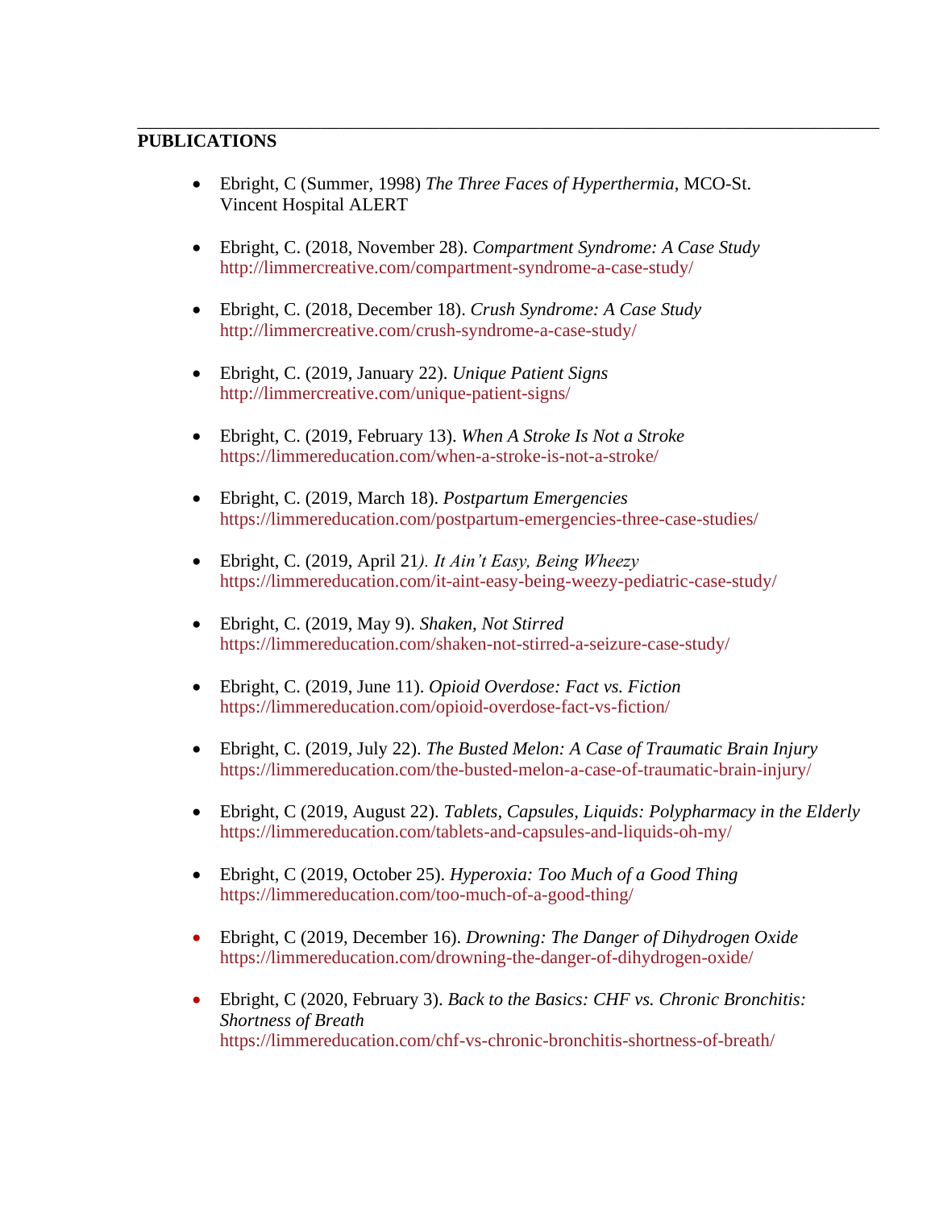## PUBLICATIONS

- Ebright, C (Summer, 1998) *The Three Faces of Hyperthermia*, MCO-St. Vincent Hospital ALERT

- Ebright, C. (2018, November 28). *Compartment Syndrome: A Case Study* http://limmercreative.com/compartment-syndrome-a-case-study/

- Ebright, C. (2018, December 18). *Crush Syndrome: A Case Study* http://limmercreative.com/crush-syndrome-a-case-study/

- Ebright, C. (2019, January 22). *Unique Patient Signs* http://limmercreative.com/unique-patient-signs/

- Ebright, C. (2019, February 13). *When A Stroke Is Not a Stroke* https://limmereducation.com/when-a-stroke-is-not-a-stroke/

- Ebright, C. (2019, March 18). *Postpartum Emergencies* https://limmereducation.com/postpartum-emergencies-three-case-studies/

- Ebright, C. (2019, April 21*). It Ain't Easy, Being Wheezy* https://limmereducation.com/it-aint-easy-being-weezy-pediatric-case-study/

- Ebright, C. (2019, May 9). *Shaken, Not Stirred* https://limmereducation.com/shaken-not-stirred-a-seizure-case-study/

- Ebright, C. (2019, June 11). *Opioid Overdose: Fact vs. Fiction* https://limmereducation.com/opioid-overdose-fact-vs-fiction/

- Ebright, C. (2019, July 22). *The Busted Melon: A Case of Traumatic Brain Injury* https://limmereducation.com/the-busted-melon-a-case-of-traumatic-brain-injury/

- Ebright, C (2019, August 22). *Tablets, Capsules, Liquids: Polypharmacy in the Elderly* https://limmereducation.com/tablets-and-capsules-and-liquids-oh-my/

- Ebright, C (2019, October 25). *Hyperoxia: Too Much of a Good Thing* https://limmereducation.com/too-much-of-a-good-thing/

- Ebright, C (2019, December 16). *Drowning: The Danger of Dihydrogen Oxide* https://limmereducation.com/drowning-the-danger-of-dihydrogen-oxide/

- Ebright, C (2020, February 3). *Back to the Basics: CHF vs. Chronic Bronchitis: Shortness of Breath* https://limmereducation.com/chf-vs-chronic-bronchitis-shortness-of-breath/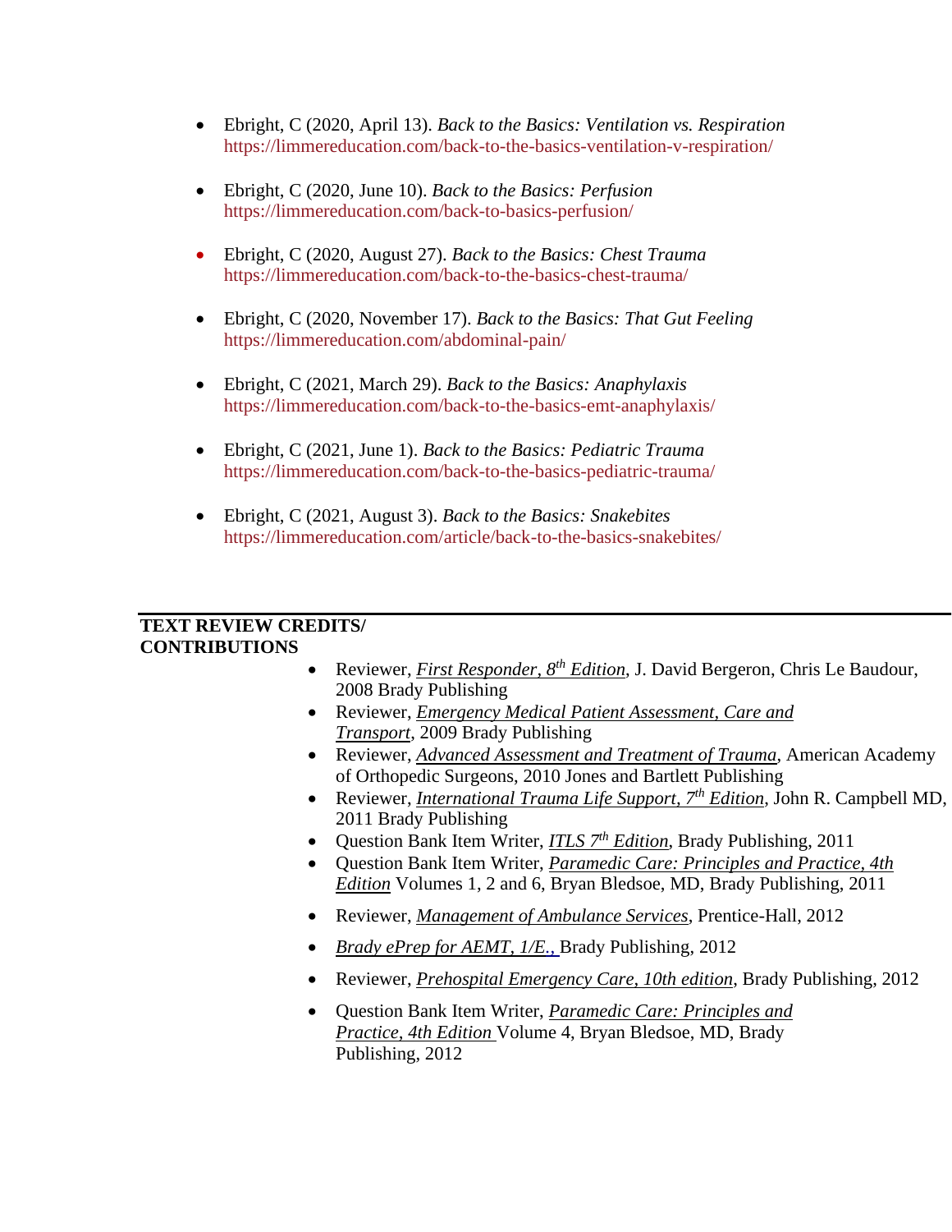- Ebright, C (2020, April 13). *Back to the Basics: Ventilation vs. Respiration* https://limmereducation.com/back-to-the-basics-ventilation-v-respiration/

- Ebright, C (2020, June 10). *Back to the Basics: Perfusion* https://limmereducation.com/back-to-basics-perfusion/

- Ebright, C (2020, August 27). *Back to the Basics: Chest Trauma* https://limmereducation.com/back-to-the-basics-chest-trauma/

- Ebright, C (2020, November 17). *Back to the Basics: That Gut Feeling* https://limmereducation.com/abdominal-pain/

- Ebright, C (2021, March 29). *Back to the Basics: Anaphylaxis* https://limmereducation.com/back-to-the-basics-emt-anaphylaxis/

- Ebright, C (2021, June 1). *Back to the Basics: Pediatric Trauma* https://limmereducation.com/back-to-the-basics-pediatric-trauma/

- Ebright, C (2021, August 3). *Back to the Basics: Snakebites* https://limmereducation.com/article/back-to-the-basics-snakebites/

## TEXT REVIEW CREDITS/ CONTRIBUTIONS

- Reviewer, *First Responder, 8th Edition*, J. David Bergeron, Chris Le Baudour, 2008 Brady Publishing
- Reviewer, *Emergency Medical Patient Assessment, Care and Transport*, 2009 Brady Publishing
- Reviewer, *Advanced Assessment and Treatment of Trauma*, American Academy of Orthopedic Surgeons, 2010 Jones and Bartlett Publishing
- Reviewer, *International Trauma Life Support, 7th Edition*, John R. Campbell MD, 2011 Brady Publishing
- Question Bank Item Writer, *ITLS 7th Edition*, Brady Publishing, 2011
- Question Bank Item Writer, *Paramedic Care: Principles and Practice, 4th Edition* Volumes 1, 2 and 6, Bryan Bledsoe, MD, Brady Publishing, 2011
- Reviewer, *Management of Ambulance Services*, Prentice-Hall, 2012
- *Brady ePrep for AEMT, 1/E.,* Brady Publishing, 2012
- Reviewer, *Prehospital Emergency Care, 10th edition*, Brady Publishing, 2012
- Question Bank Item Writer, *Paramedic Care: Principles and Practice, 4th Edition* Volume 4, Bryan Bledsoe, MD, Brady Publishing, 2012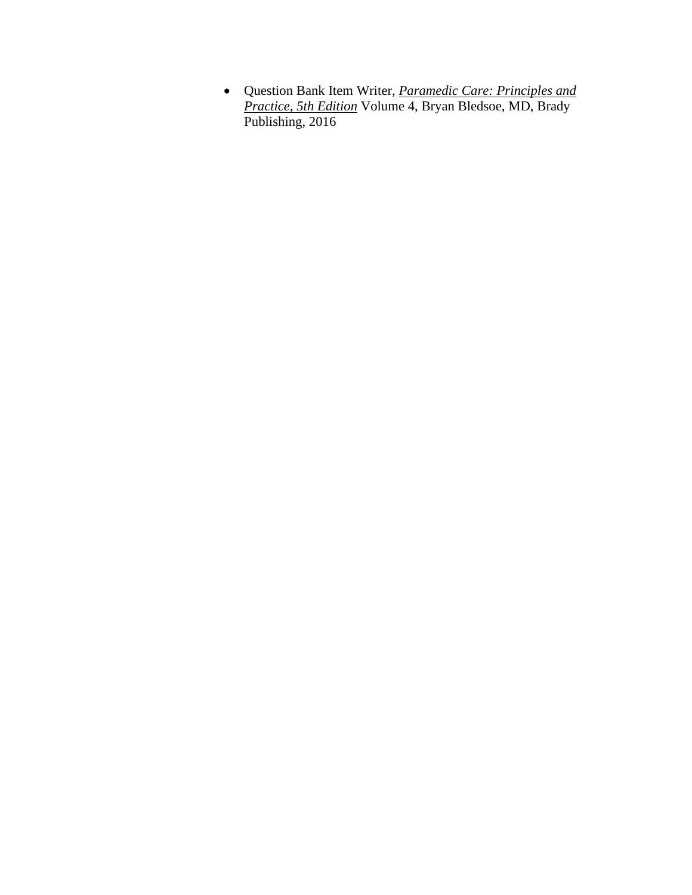- Question Bank Item Writer, ***Paramedic Care: Principles and Practice, 5th Edition*** Volume 4, Bryan Bledsoe, MD, Brady Publishing, 2016